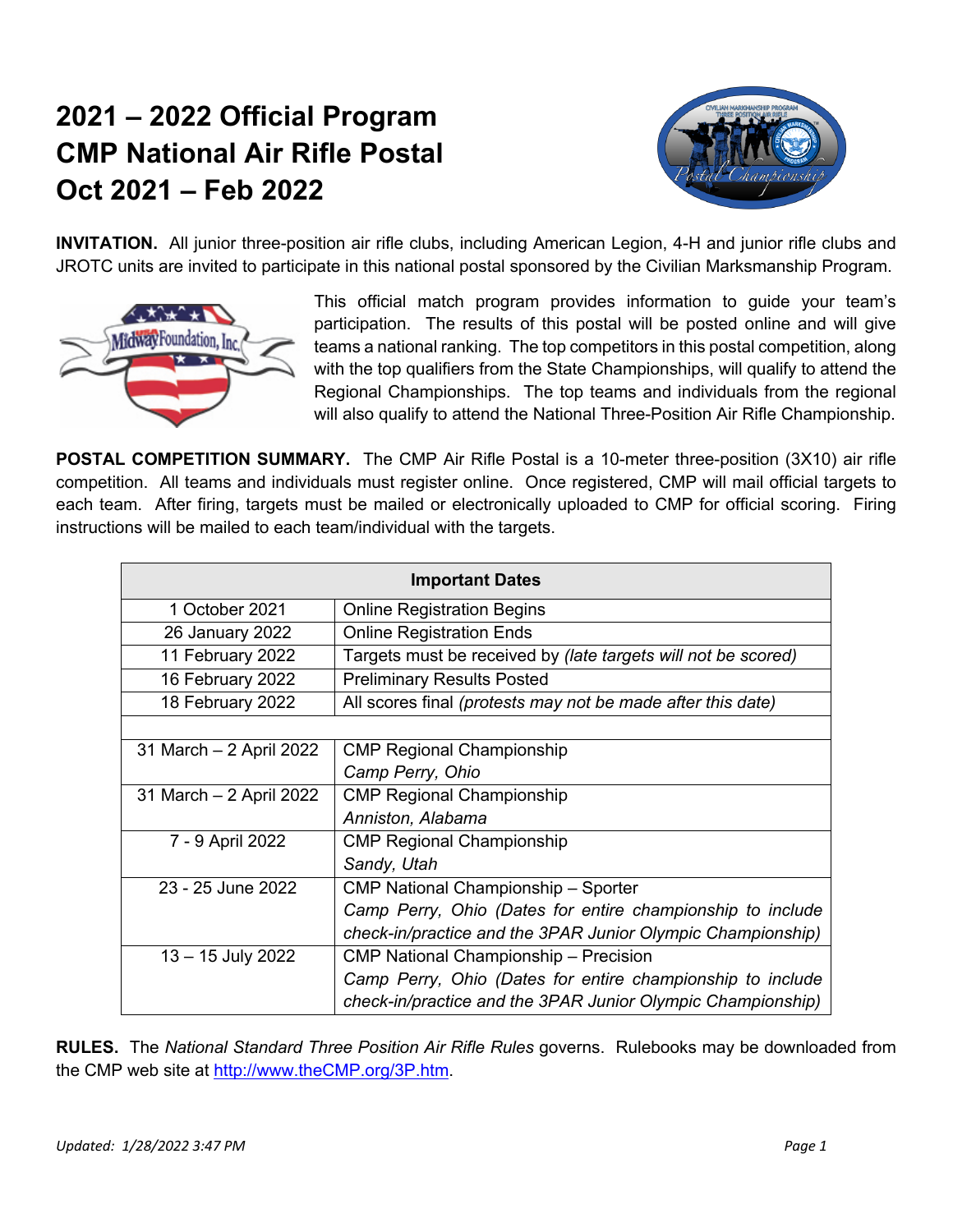# 2021 – 2022 Official Program
# CMP National Air Rifle Postal
# Oct 2021 – Feb 2022

**INVITATION.** All junior three-position air rifle clubs, including American Legion, 4-H and junior rifle clubs and JROTC units are invited to participate in this national postal sponsored by the Civilian Marksmanship Program.

This official match program provides information to guide your team's participation. The results of this postal will be posted online and will give teams a national ranking. The top competitors in this postal competition, along with the top qualifiers from the State Championships, will qualify to attend the Regional Championships. The top teams and individuals from the regional will also qualify to attend the National Three-Position Air Rifle Championship.

**POSTAL COMPETITION SUMMARY.** The CMP Air Rifle Postal is a 10-meter three-position (3X10) air rifle competition. All teams and individuals must register online. Once registered, CMP will mail official targets to each team. After firing, targets must be mailed or electronically uploaded to CMP for official scoring. Firing instructions will be mailed to each team/individual with the targets.

| **Important Dates** | |
|---|---|
| 1 October 2021 | Online Registration Begins |
| 26 January 2022 | Online Registration Ends |
| 11 February 2022 | Targets must be received by *(late targets will not be scored)* |
| 16 February 2022 | Preliminary Results Posted |
| 18 February 2022 | All scores final *(protests may not be made after this date)* |
| | |
| 31 March – 2 April 2022 | CMP Regional Championship *Camp Perry, Ohio* |
| 31 March – 2 April 2022 | CMP Regional Championship *Anniston, Alabama* |
| 7 - 9 April 2022 | CMP Regional Championship *Sandy, Utah* |
| 23 - 25 June 2022 | CMP National Championship – Sporter *Camp Perry, Ohio (Dates for entire championship to include check-in/practice and the 3PAR Junior Olympic Championship)* |
| 13 – 15 July 2022 | CMP National Championship – Precision *Camp Perry, Ohio (Dates for entire championship to include check-in/practice and the 3PAR Junior Olympic Championship)* |

**RULES.** The *National Standard Three Position Air Rifle Rules* governs. Rulebooks may be downloaded from the CMP web site at http://www.theCMP.org/3P.htm.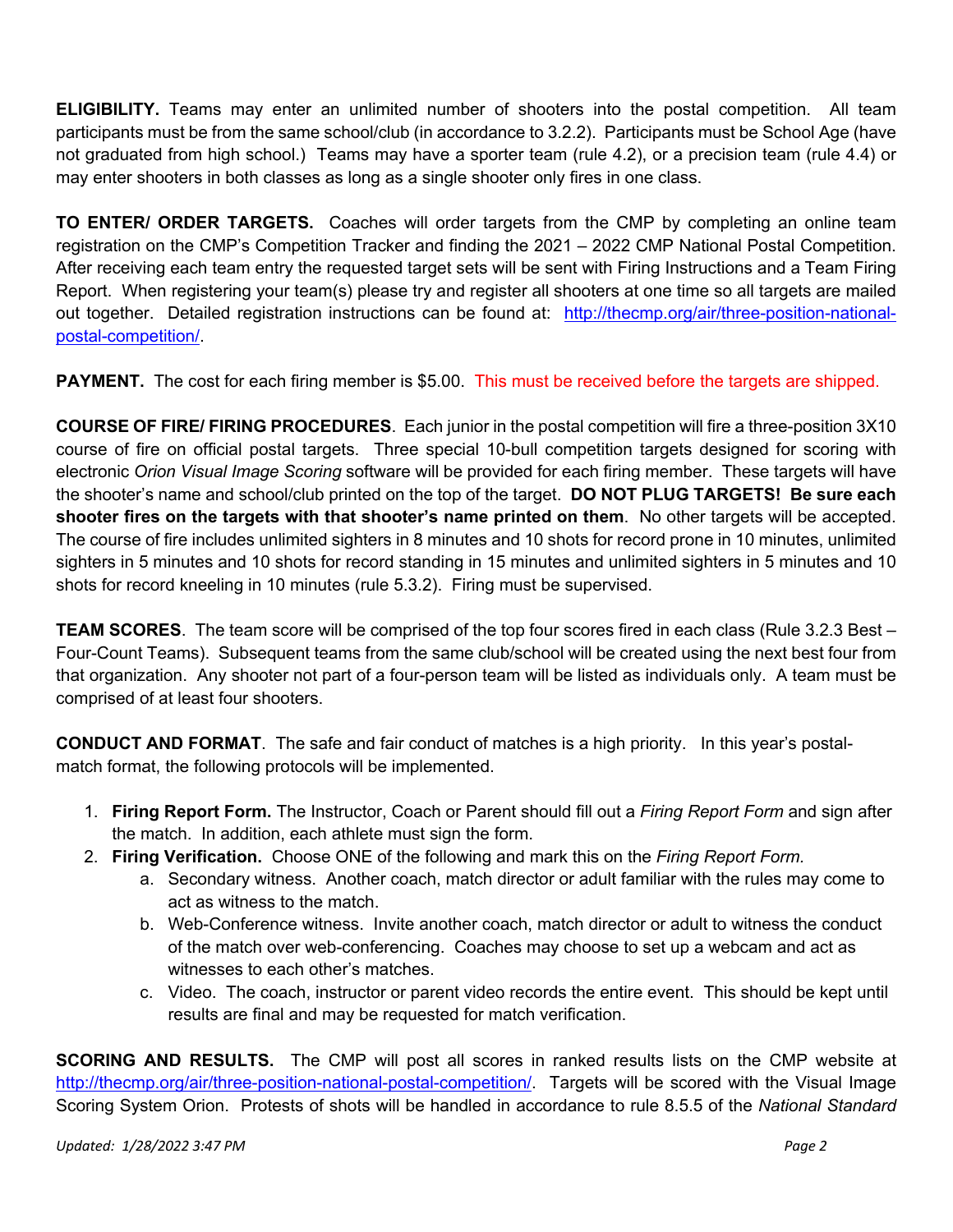**ELIGIBILITY.** Teams may enter an unlimited number of shooters into the postal competition. All team participants must be from the same school/club (in accordance to 3.2.2). Participants must be School Age (have not graduated from high school.) Teams may have a sporter team (rule 4.2), or a precision team (rule 4.4) or may enter shooters in both classes as long as a single shooter only fires in one class.

**TO ENTER/ ORDER TARGETS.** Coaches will order targets from the CMP by completing an online team registration on the CMP's Competition Tracker and finding the 2021 – 2022 CMP National Postal Competition. After receiving each team entry the requested target sets will be sent with Firing Instructions and a Team Firing Report. When registering your team(s) please try and register all shooters at one time so all targets are mailed out together. Detailed registration instructions can be found at: [http://thecmp.org/air/three-position-national-postal-competition/](http://thecmp.org/air/three-position-national-postal-competition/).

**PAYMENT.** The cost for each firing member is $5.00. This must be received before the targets are shipped.

**COURSE OF FIRE/ FIRING PROCEDURES**. Each junior in the postal competition will fire a three-position 3X10 course of fire on official postal targets. Three special 10-bull competition targets designed for scoring with electronic *Orion Visual Image Scoring* software will be provided for each firing member. These targets will have the shooter's name and school/club printed on the top of the target. **DO NOT PLUG TARGETS! Be sure each shooter fires on the targets with that shooter's name printed on them**. No other targets will be accepted. The course of fire includes unlimited sighters in 8 minutes and 10 shots for record prone in 10 minutes, unlimited sighters in 5 minutes and 10 shots for record standing in 15 minutes and unlimited sighters in 5 minutes and 10 shots for record kneeling in 10 minutes (rule 5.3.2). Firing must be supervised.

**TEAM SCORES**. The team score will be comprised of the top four scores fired in each class (Rule 3.2.3 Best – Four-Count Teams). Subsequent teams from the same club/school will be created using the next best four from that organization. Any shooter not part of a four-person team will be listed as individuals only. A team must be comprised of at least four shooters.

**CONDUCT AND FORMAT**. The safe and fair conduct of matches is a high priority. In this year's postal-match format, the following protocols will be implemented.

1. **Firing Report Form.** The Instructor, Coach or Parent should fill out a *Firing Report Form* and sign after the match. In addition, each athlete must sign the form.
2. **Firing Verification.** Choose ONE of the following and mark this on the *Firing Report Form.*
    a. Secondary witness. Another coach, match director or adult familiar with the rules may come to act as witness to the match.
    b. Web-Conference witness. Invite another coach, match director or adult to witness the conduct of the match over web-conferencing. Coaches may choose to set up a webcam and act as witnesses to each other's matches.
    c. Video. The coach, instructor or parent video records the entire event. This should be kept until results are final and may be requested for match verification.

**SCORING AND RESULTS.** The CMP will post all scores in ranked results lists on the CMP website at [http://thecmp.org/air/three-position-national-postal-competition/](http://thecmp.org/air/three-position-national-postal-competition/). Targets will be scored with the Visual Image Scoring System Orion. Protests of shots will be handled in accordance to rule 8.5.5 of the *National Standard*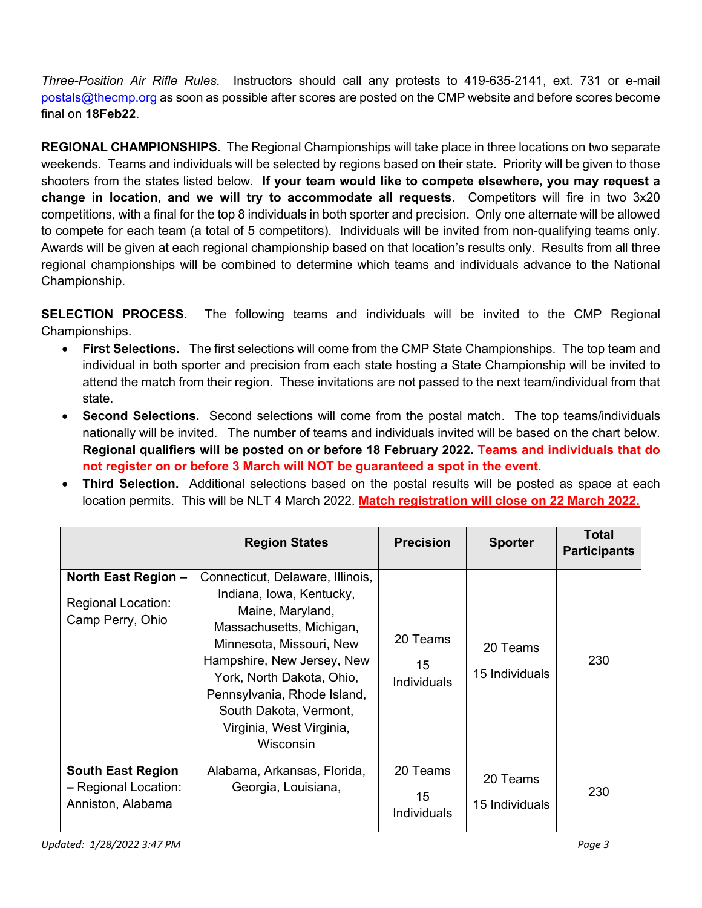*Three-Position Air Rifle Rules*. Instructors should call any protests to 419-635-2141, ext. 731 or e-mail postals@thecmp.org as soon as possible after scores are posted on the CMP website and before scores become final on **18Feb22**.

**REGIONAL CHAMPIONSHIPS.** The Regional Championships will take place in three locations on two separate weekends. Teams and individuals will be selected by regions based on their state. Priority will be given to those shooters from the states listed below. **If your team would like to compete elsewhere, you may request a change in location, and we will try to accommodate all requests.** Competitors will fire in two 3x20 competitions, with a final for the top 8 individuals in both sporter and precision. Only one alternate will be allowed to compete for each team (a total of 5 competitors). Individuals will be invited from non-qualifying teams only. Awards will be given at each regional championship based on that location's results only. Results from all three regional championships will be combined to determine which teams and individuals advance to the National Championship.

**SELECTION PROCESS.** The following teams and individuals will be invited to the CMP Regional Championships.

- **First Selections.** The first selections will come from the CMP State Championships. The top team and individual in both sporter and precision from each state hosting a State Championship will be invited to attend the match from their region. These invitations are not passed to the next team/individual from that state.
- **Second Selections.** Second selections will come from the postal match. The top teams/individuals nationally will be invited. The number of teams and individuals invited will be based on the chart below. **Regional qualifiers will be posted on or before 18 February 2022. Teams and individuals that do not register on or before 3 March will NOT be guaranteed a spot in the event.**
- **Third Selection.** Additional selections based on the postal results will be posted as space at each location permits. This will be NLT 4 March 2022. **Match registration will close on 22 March 2022.**

| | Region States | Precision | Sporter | Total Participants |
|---|---|---|---|---|
| **North East Region –** Regional Location: Camp Perry, Ohio | Connecticut, Delaware, Illinois, Indiana, Iowa, Kentucky, Maine, Maryland, Massachusetts, Michigan, Minnesota, Missouri, New Hampshire, New Jersey, New York, North Dakota, Ohio, Pennsylvania, Rhode Island, South Dakota, Vermont, Virginia, West Virginia, Wisconsin | 20 Teams 15 Individuals | 20 Teams 15 Individuals | 230 |
| **South East Region –** Regional Location: Anniston, Alabama | Alabama, Arkansas, Florida, Georgia, Louisiana, | 20 Teams 15 Individuals | 20 Teams 15 Individuals | 230 |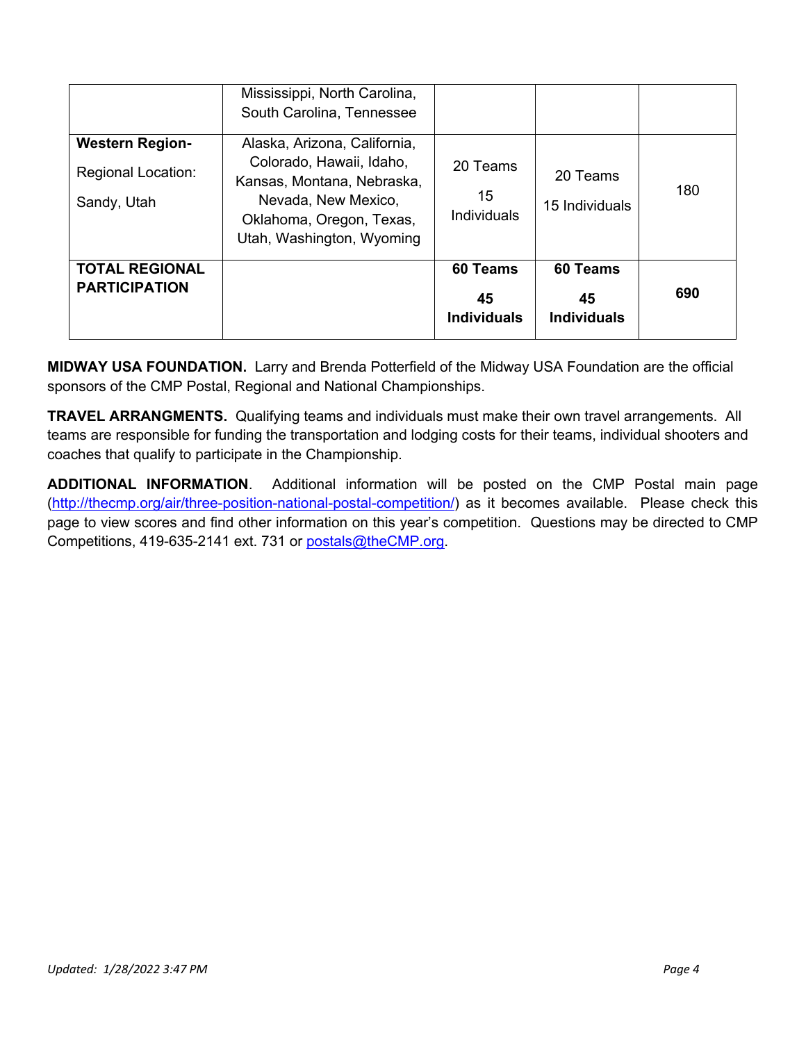| | | | | |
|---|---|---|---|---|
| | Mississippi, North Carolina, South Carolina, Tennessee | | | |
| **Western Region-**<br>Regional Location:<br>Sandy, Utah | Alaska, Arizona, California, Colorado, Hawaii, Idaho, Kansas, Montana, Nebraska, Nevada, New Mexico, Oklahoma, Oregon, Texas, Utah, Washington, Wyoming | 20 Teams<br>15 Individuals | 20 Teams<br>15 Individuals | 180 |
| **TOTAL REGIONAL PARTICIPATION** | | **60 Teams**<br>**45 Individuals** | **60 Teams**<br>**45 Individuals** | **690** |

**MIDWAY USA FOUNDATION.** Larry and Brenda Potterfield of the Midway USA Foundation are the official sponsors of the CMP Postal, Regional and National Championships.

**TRAVEL ARRANGMENTS.** Qualifying teams and individuals must make their own travel arrangements. All teams are responsible for funding the transportation and lodging costs for their teams, individual shooters and coaches that qualify to participate in the Championship.

**ADDITIONAL INFORMATION**. Additional information will be posted on the CMP Postal main page (http://thecmp.org/air/three-position-national-postal-competition/) as it becomes available. Please check this page to view scores and find other information on this year's competition. Questions may be directed to CMP Competitions, 419-635-2141 ext. 731 or postals@theCMP.org.

*Updated: 1/28/2022 3:47 PM*